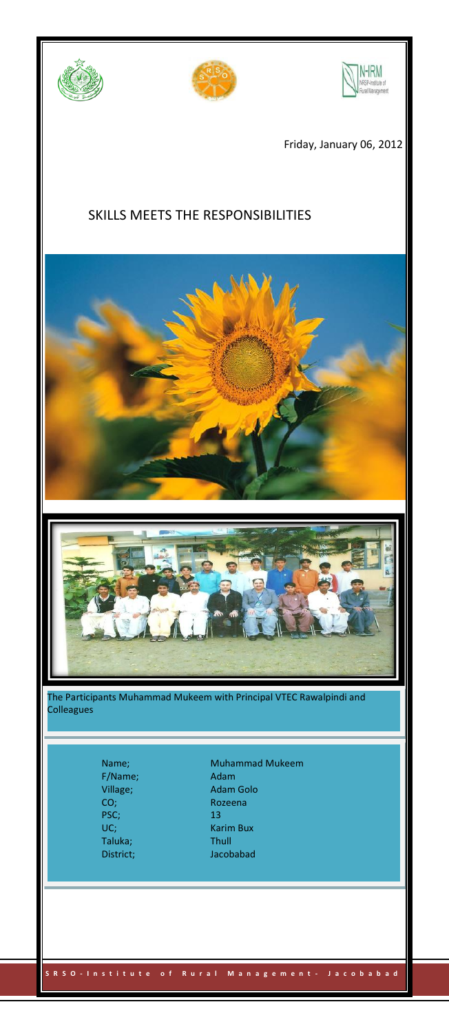Friday, January 06, 2012

# SKILLS MEETS THE RESPONSIBILITIES

The Participants Muhammad Mukeem with Principal VTEC Rawalpindi and Colleagues

| | |
|---|---|
| Name; | Muhammad Mukeem |
| F/Name; | Adam |
| Village; | Adam Golo |
| CO; | Rozeena |
| PSC; | 13 |
| UC; | Karim Bux |
| Taluka; | Thull |
| District; | Jacobabad |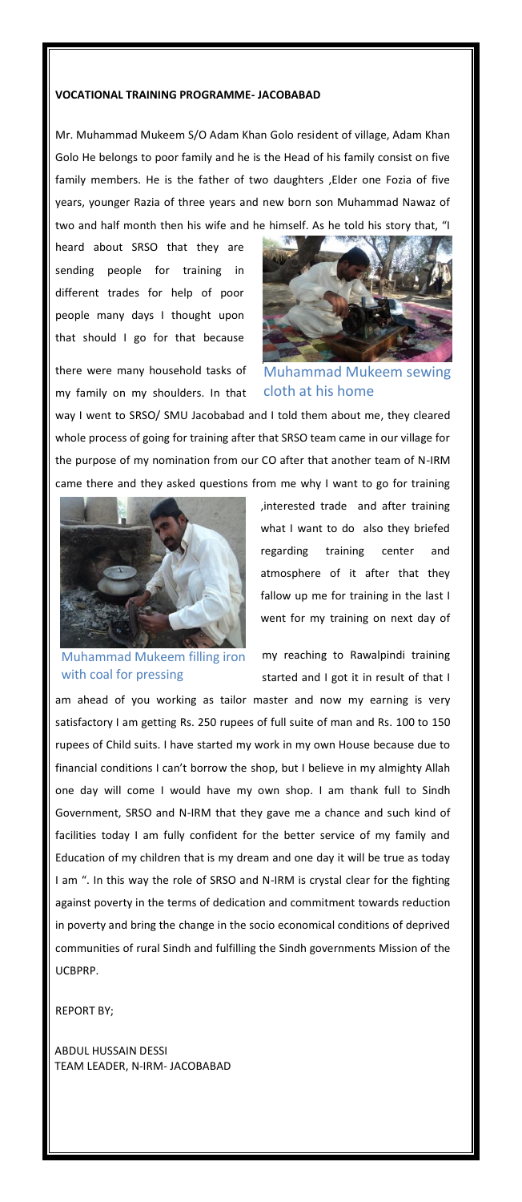**VOCATIONAL TRAINING PROGRAMME- JACOBABAD**

Mr. Muhammad Mukeem S/O Adam Khan Golo resident of village, Adam Khan Golo He belongs to poor family and he is the Head of his family consist on five family members. He is the father of two daughters ,Elder one Fozia of five years, younger Razia of three years and new born son Muhammad Nawaz of two and half month then his wife and he himself. As he told his story that, "I heard about SRSO that they are sending people for training in different trades for help of poor people many days I thought upon that should I go for that because there were many household tasks of my family on my shoulders. In that way I went to SRSO/ SMU Jacobabad and I told them about me, they cleared whole process of going for training after that SRSO team came in our village for the purpose of my nomination from our CO after that another team of N-IRM came there and they asked questions from me why I want to go for training ,interested trade and after training what I want to do also they briefed regarding training center and atmosphere of it after that they fallow up me for training in the last I went for my training on next day of my reaching to Rawalpindi training started and I got it in result of that I am ahead of you working as tailor master and now my earning is very satisfactory I am getting Rs. 250 rupees of full suite of man and Rs. 100 to 150 rupees of Child suits. I have started my work in my own House because due to financial conditions I can't borrow the shop, but I believe in my almighty Allah one day will come I would have my own shop. I am thank full to Sindh Government, SRSO and N-IRM that they gave me a chance and such kind of facilities today I am full confident for the better service of my family and Education of my children that is my dream and one day it will be true as today I am ". In this way the role of SRSO and N-IRM is crystal clear for the fighting against poverty in the terms of dedication and commitment towards reduction in poverty and bring the change in the socio economical conditions of deprived communities of rural Sindh and fulfilling the Sindh governments Mission of the UCBPRP.

Muhammad Mukeem sewing cloth at his home

Muhammad Mukeem filling iron with coal for pressing

REPORT BY;

ABDUL HUSSAIN DESSI
TEAM LEADER, N-IRM- JACOBABAD